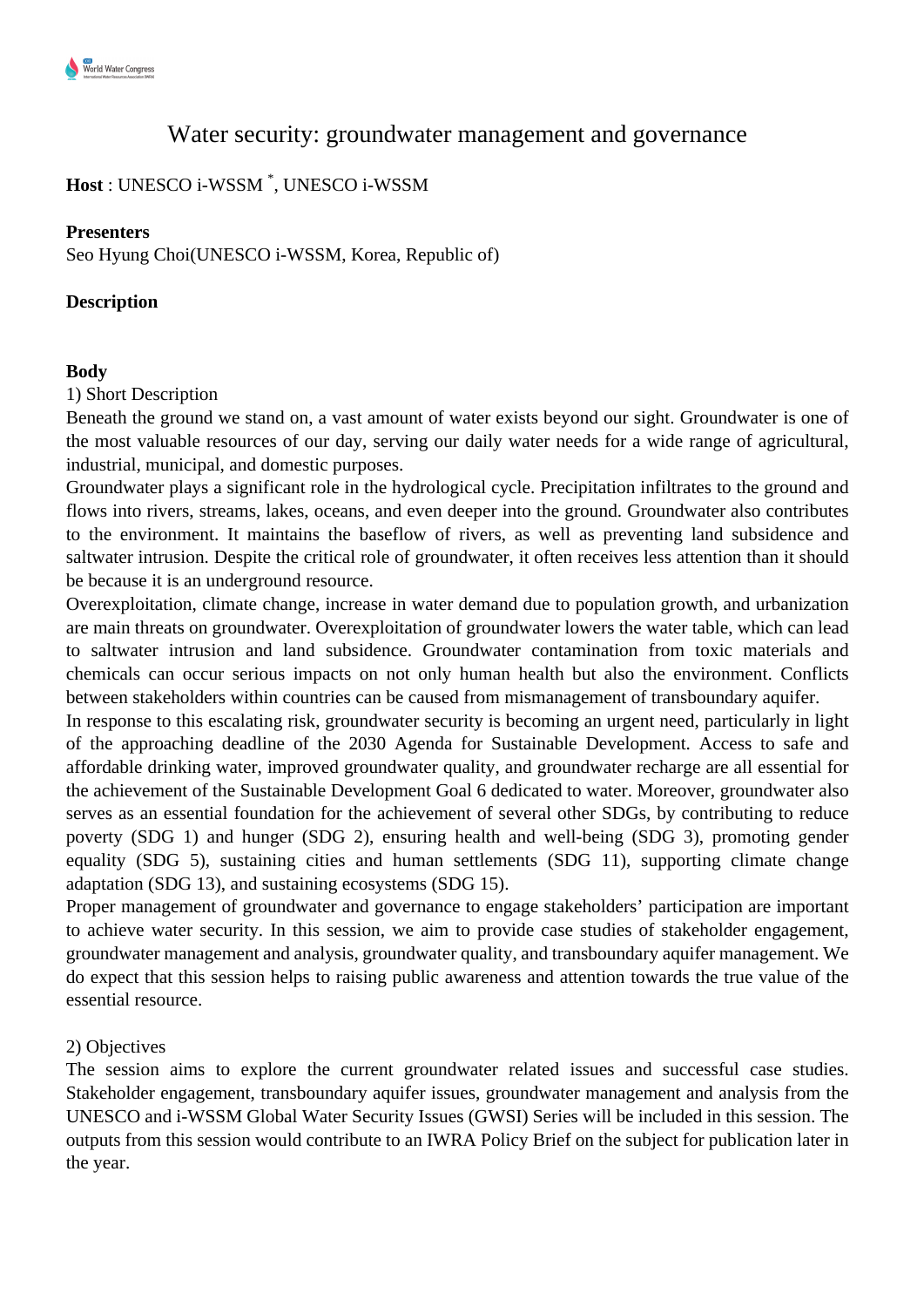# Water security: groundwater management and governance

**Host** : UNESCO i-WSSM [*], UNESCO i-WSSM

**Presenters**

Seo Hyung Choi(UNESCO i-WSSM, Korea, Republic of)

**Description**

**Body**

1) Short Description

Beneath the ground we stand on, a vast amount of water exists beyond our sight. Groundwater is one of the most valuable resources of our day, serving our daily water needs for a wide range of agricultural, industrial, municipal, and domestic purposes.

Groundwater plays a significant role in the hydrological cycle. Precipitation infiltrates to the ground and flows into rivers, streams, lakes, oceans, and even deeper into the ground. Groundwater also contributes to the environment. It maintains the baseflow of rivers, as well as preventing land subsidence and saltwater intrusion. Despite the critical role of groundwater, it often receives less attention than it should be because it is an underground resource.

Overexploitation, climate change, increase in water demand due to population growth, and urbanization are main threats on groundwater. Overexploitation of groundwater lowers the water table, which can lead to saltwater intrusion and land subsidence. Groundwater contamination from toxic materials and chemicals can occur serious impacts on not only human health but also the environment. Conflicts between stakeholders within countries can be caused from mismanagement of transboundary aquifer.

In response to this escalating risk, groundwater security is becoming an urgent need, particularly in light of the approaching deadline of the 2030 Agenda for Sustainable Development. Access to safe and affordable drinking water, improved groundwater quality, and groundwater recharge are all essential for the achievement of the Sustainable Development Goal 6 dedicated to water. Moreover, groundwater also serves as an essential foundation for the achievement of several other SDGs, by contributing to reduce poverty (SDG 1) and hunger (SDG 2), ensuring health and well-being (SDG 3), promoting gender equality (SDG 5), sustaining cities and human settlements (SDG 11), supporting climate change adaptation (SDG 13), and sustaining ecosystems (SDG 15).

Proper management of groundwater and governance to engage stakeholders' participation are important to achieve water security. In this session, we aim to provide case studies of stakeholder engagement, groundwater management and analysis, groundwater quality, and transboundary aquifer management. We do expect that this session helps to raising public awareness and attention towards the true value of the essential resource.

2) Objectives

The session aims to explore the current groundwater related issues and successful case studies. Stakeholder engagement, transboundary aquifer issues, groundwater management and analysis from the UNESCO and i-WSSM Global Water Security Issues (GWSI) Series will be included in this session. The outputs from this session would contribute to an IWRA Policy Brief on the subject for publication later in the year.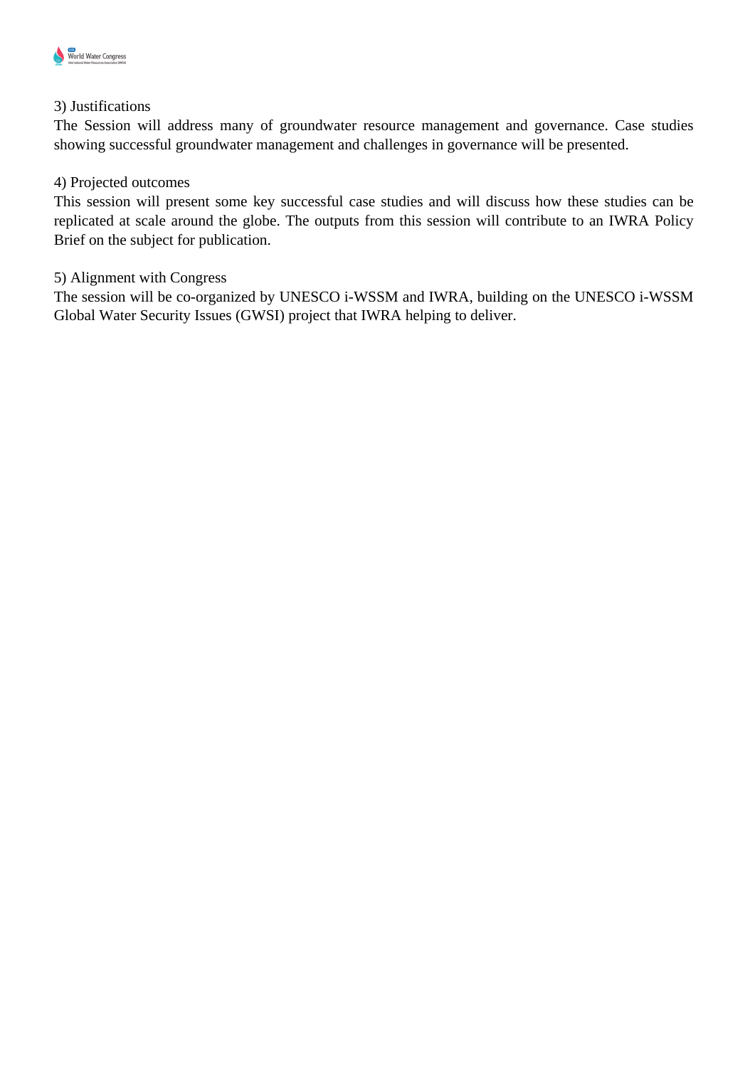3) Justifications

The Session will address many of groundwater resource management and governance. Case studies showing successful groundwater management and challenges in governance will be presented.

4) Projected outcomes

This session will present some key successful case studies and will discuss how these studies can be replicated at scale around the globe. The outputs from this session will contribute to an IWRA Policy Brief on the subject for publication.

5) Alignment with Congress

The session will be co-organized by UNESCO i-WSSM and IWRA, building on the UNESCO i-WSSM Global Water Security Issues (GWSI) project that IWRA helping to deliver.